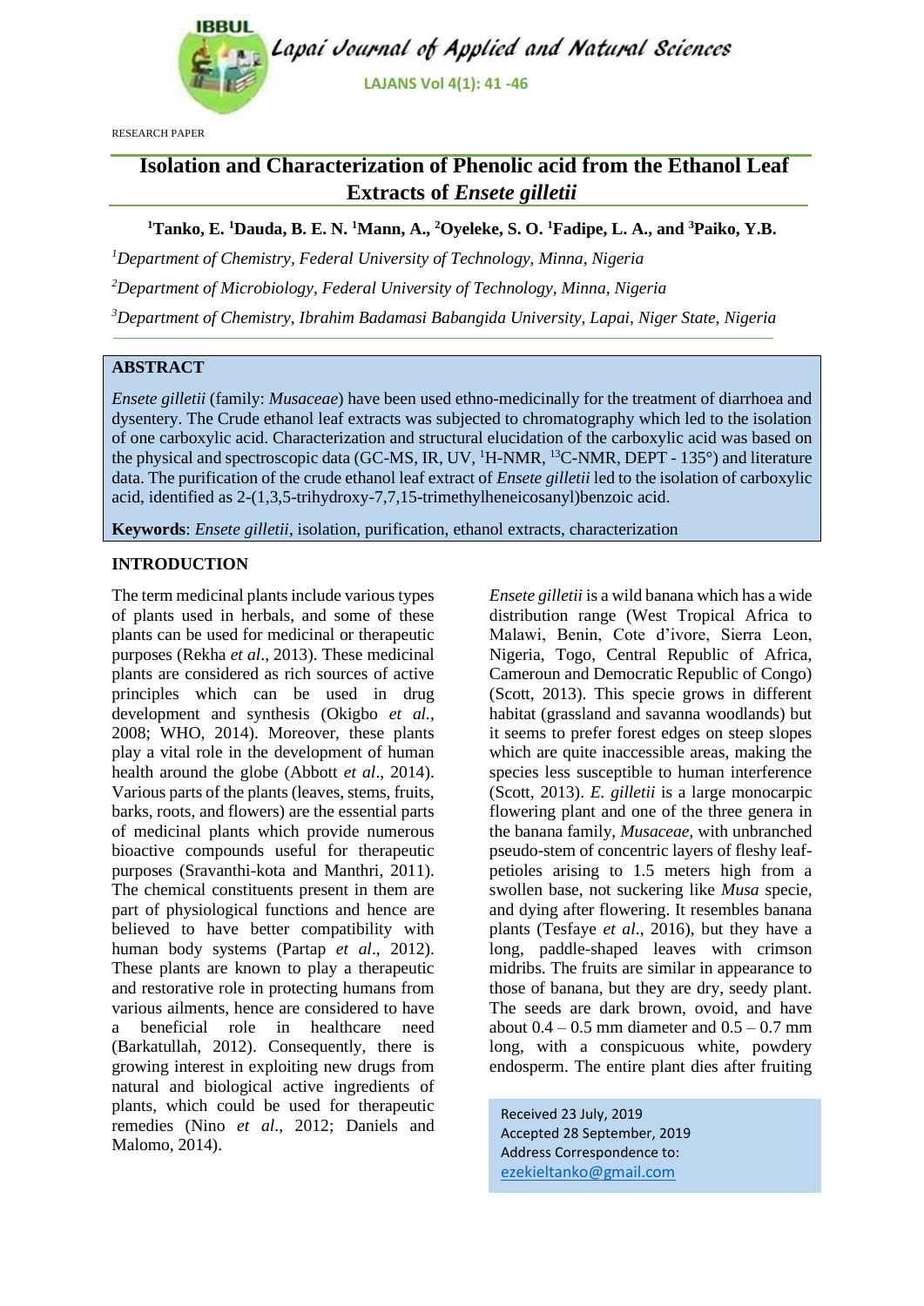RESEARCH PAPER

# Isolation and Characterization of Phenolic acid from the Ethanol Leaf Extracts of *Ensete gilletii*

**[1]Tanko, E. [1]Dauda, B. E. N. [1]Mann, A., [2]Oyeleke, S. O. [1]Fadipe, L. A., and [3]Paiko, Y.B.**

*[1]Department of Chemistry, Federal University of Technology, Minna, Nigeria*

*[2]Department of Microbiology, Federal University of Technology, Minna, Nigeria*

*[3]Department of Chemistry, Ibrahim Badamasi Babangida University, Lapai, Niger State, Nigeria*

## ABSTRACT

*Ensete gilletii* (family: *Musaceae*) have been used ethno-medicinally for the treatment of diarrhoea and dysentery. The Crude ethanol leaf extracts was subjected to chromatography which led to the isolation of one carboxylic acid. Characterization and structural elucidation of the carboxylic acid was based on the physical and spectroscopic data (GC-MS, IR, UV, $^{1}$H-NMR, $^{13}$C-NMR, DEPT - 135°) and literature data. The purification of the crude ethanol leaf extract of *Ensete gilletii* led to the isolation of carboxylic acid, identified as 2-(1,3,5-trihydroxy-7,7,15-trimethylheneicosanyl)benzoic acid.

**Keywords**: *Ensete gilletii*, isolation, purification, ethanol extracts, characterization

## INTRODUCTION

The term medicinal plants include various types of plants used in herbals, and some of these plants can be used for medicinal or therapeutic purposes (Rekha *et al*., 2013). These medicinal plants are considered as rich sources of active principles which can be used in drug development and synthesis (Okigbo *et al.*, 2008; WHO, 2014). Moreover, these plants play a vital role in the development of human health around the globe (Abbott *et al*., 2014). Various parts of the plants (leaves, stems, fruits, barks, roots, and flowers) are the essential parts of medicinal plants which provide numerous bioactive compounds useful for therapeutic purposes (Sravanthi-kota and Manthri, 2011). The chemical constituents present in them are part of physiological functions and hence are believed to have better compatibility with human body systems (Partap *et al*., 2012). These plants are known to play a therapeutic and restorative role in protecting humans from various ailments, hence are considered to have a beneficial role in healthcare need (Barkatullah, 2012). Consequently, there is growing interest in exploiting new drugs from natural and biological active ingredients of plants, which could be used for therapeutic remedies (Nino *et al*., 2012; Daniels and Malomo, 2014).

*Ensete gilletii* is a wild banana which has a wide distribution range (West Tropical Africa to Malawi, Benin, Cote d'ivore, Sierra Leon, Nigeria, Togo, Central Republic of Africa, Cameroun and Democratic Republic of Congo) (Scott, 2013). This specie grows in different habitat (grassland and savanna woodlands) but it seems to prefer forest edges on steep slopes which are quite inaccessible areas, making the species less susceptible to human interference (Scott, 2013). *E. gilletii* is a large monocarpic flowering plant and one of the three genera in the banana family, *Musaceae*, with unbranched pseudo-stem of concentric layers of fleshy leaf-petioles arising to 1.5 meters high from a swollen base, not suckering like *Musa* specie, and dying after flowering. It resembles banana plants (Tesfaye *et al*., 2016), but they have a long, paddle-shaped leaves with crimson midribs. The fruits are similar in appearance to those of banana, but they are dry, seedy plant. The seeds are dark brown, ovoid, and have about 0.4 – 0.5 mm diameter and 0.5 – 0.7 mm long, with a conspicuous white, powdery endosperm. The entire plant dies after fruiting

Received 23 July, 2019
Accepted 28 September, 2019
Address Correspondence to:
ezekieltanko@gmail.com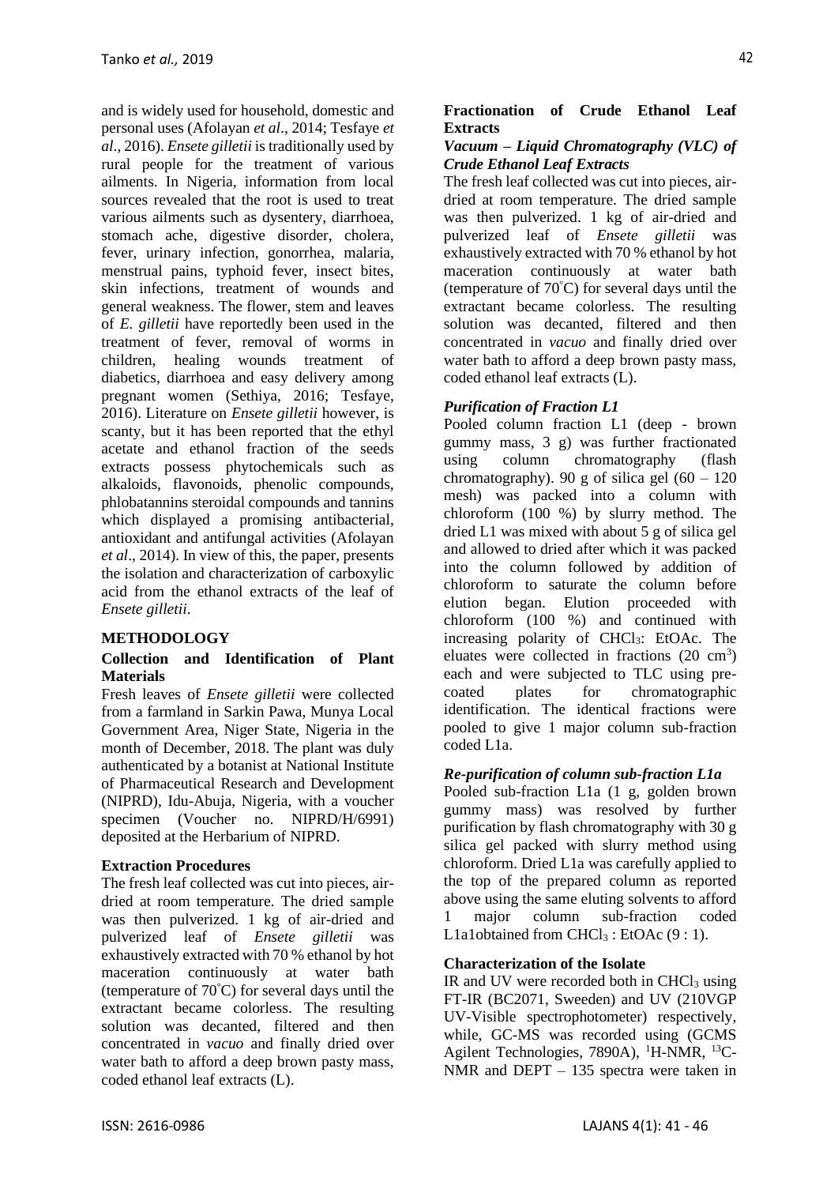and is widely used for household, domestic and personal uses (Afolayan *et al*., 2014; Tesfaye *et al*., 2016). *Ensete gilletii* is traditionally used by rural people for the treatment of various ailments. In Nigeria, information from local sources revealed that the root is used to treat various ailments such as dysentery, diarrhoea, stomach ache, digestive disorder, cholera, fever, urinary infection, gonorrhea, malaria, menstrual pains, typhoid fever, insect bites, skin infections, treatment of wounds and general weakness. The flower, stem and leaves of *E. gilletii* have reportedly been used in the treatment of fever, removal of worms in children, healing wounds treatment of diabetics, diarrhoea and easy delivery among pregnant women (Sethiya, 2016; Tesfaye, 2016). Literature on *Ensete gilletii* however, is scanty, but it has been reported that the ethyl acetate and ethanol fraction of the seeds extracts possess phytochemicals such as alkaloids, flavonoids, phenolic compounds, phlobatannins steroidal compounds and tannins which displayed a promising antibacterial, antioxidant and antifungal activities (Afolayan *et al*., 2014). In view of this, the paper, presents the isolation and characterization of carboxylic acid from the ethanol extracts of the leaf of *Ensete gilletii*.

## METHODOLOGY

### Collection and Identification of Plant Materials

Fresh leaves of *Ensete gilletii* were collected from a farmland in Sarkin Pawa, Munya Local Government Area, Niger State, Nigeria in the month of December, 2018. The plant was duly authenticated by a botanist at National Institute of Pharmaceutical Research and Development (NIPRD), Idu-Abuja, Nigeria, with a voucher specimen (Voucher no. NIPRD/H/6991) deposited at the Herbarium of NIPRD.

### Extraction Procedures

The fresh leaf collected was cut into pieces, air-dried at room temperature. The dried sample was then pulverized. 1 kg of air-dried and pulverized leaf of *Ensete gilletii* was exhaustively extracted with 70 % ethanol by hot maceration continuously at water bath (temperature of 70°C) for several days until the extractant became colorless. The resulting solution was decanted, filtered and then concentrated in *vacuo* and finally dried over water bath to afford a deep brown pasty mass, coded ethanol leaf extracts (L).

### Fractionation of Crude Ethanol Leaf Extracts

#### *Vacuum – Liquid Chromatography (VLC) of Crude Ethanol Leaf Extracts*

The fresh leaf collected was cut into pieces, air-dried at room temperature. The dried sample was then pulverized. 1 kg of air-dried and pulverized leaf of *Ensete gilletii* was exhaustively extracted with 70 % ethanol by hot maceration continuously at water bath (temperature of 70°C) for several days until the extractant became colorless. The resulting solution was decanted, filtered and then concentrated in *vacuo* and finally dried over water bath to afford a deep brown pasty mass, coded ethanol leaf extracts (L).

#### *Purification of Fraction L1*

Pooled column fraction L1 (deep - brown gummy mass, 3 g) was further fractionated using column chromatography (flash chromatography). 90 g of silica gel (60 – 120 mesh) was packed into a column with chloroform (100 %) by slurry method. The dried L1 was mixed with about 5 g of silica gel and allowed to dried after which it was packed into the column followed by addition of chloroform to saturate the column before elution began. Elution proceeded with chloroform (100 %) and continued with increasing polarity of $CHCl_3$: EtOAc. The eluates were collected in fractions (20 $cm^3$) each and were subjected to TLC using pre-coated plates for chromatographic identification. The identical fractions were pooled to give 1 major column sub-fraction coded L1a.

#### *Re-purification of column sub-fraction L1a*

Pooled sub-fraction L1a (1 g, golden brown gummy mass) was resolved by further purification by flash chromatography with 30 g silica gel packed with slurry method using chloroform. Dried L1a was carefully applied to the top of the prepared column as reported above using the same eluting solvents to afford 1 major column sub-fraction coded L1a1obtained from $CHCl_3$ : EtOAc (9 : 1).

### Characterization of the Isolate

IR and UV were recorded both in $CHCl_3$ using FT-IR (BC2071, Sweeden) and UV (210VGP UV-Visible spectrophotometer) respectively, while, GC-MS was recorded using (GCMS Agilent Technologies, 7890A), $^1$H-NMR, $^{13}$C-NMR and DEPT – 135 spectra were taken in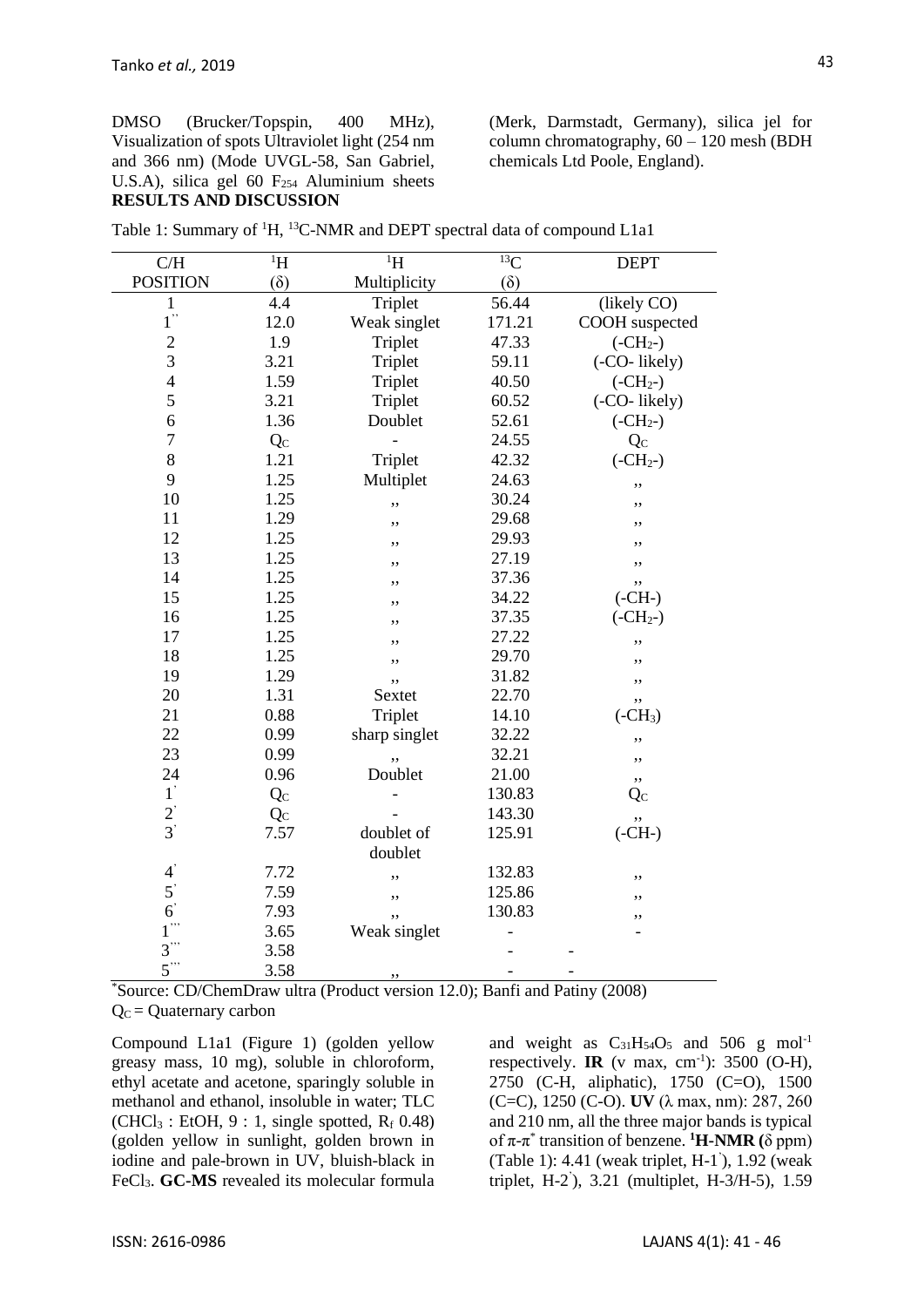DMSO (Brucker/Topspin, 400 MHz), Visualization of spots Ultraviolet light (254 nm and 366 nm) (Mode UVGL-58, San Gabriel, U.S.A), silica gel 60 $F_{254}$ Aluminium sheets (Merk, Darmstadt, Germany), silica jel for column chromatography, 60 – 120 mesh (BDH chemicals Ltd Poole, England).

## RESULTS AND DISCUSSION

Table 1: Summary of $^1H$, $^{13}C$-NMR and DEPT spectral data of compound L1a1

| C/H POSITION | $^1H$ (δ) | $^1H$ Multiplicity | $^{13}C$ (δ) | DEPT |
|---|---|---|---|---|
| 1 | 4.4 | Triplet | 56.44 | (likely CO) |
| 1'' | 12.0 | Weak singlet | 171.21 | COOH suspected |
| 2 | 1.9 | Triplet | 47.33 | $(-CH_2-)$ |
| 3 | 3.21 | Triplet | 59.11 | (-CO- likely) |
| 4 | 1.59 | Triplet | 40.50 | $(-CH_2-)$ |
| 5 | 3.21 | Triplet | 60.52 | (-CO- likely) |
| 6 | 1.36 | Doublet | 52.61 | $(-CH_2-)$ |
| 7 | $Q_C$ | - | 24.55 | $Q_C$ |
| 8 | 1.21 | Triplet | 42.32 | $(-CH_2-)$ |
| 9 | 1.25 | Multiplet | 24.63 | ,, |
| 10 | 1.25 | ,, | 30.24 | ,, |
| 11 | 1.29 | ,, | 29.68 | ,, |
| 12 | 1.25 | ,, | 29.93 | ,, |
| 13 | 1.25 | ,, | 27.19 | ,, |
| 14 | 1.25 | ,, | 37.36 | ,, |
| 15 | 1.25 | ,, | 34.22 | (-CH-) |
| 16 | 1.25 | ,, | 37.35 | $(-CH_2-)$ |
| 17 | 1.25 | ,, | 27.22 | ,, |
| 18 | 1.25 | ,, | 29.70 | ,, |
| 19 | 1.29 | ,, | 31.82 | ,, |
| 20 | 1.31 | Sextet | 22.70 | ,, |
| 21 | 0.88 | Triplet | 14.10 | $(-CH_3)$ |
| 22 | 0.99 | sharp singlet | 32.22 | ,, |
| 23 | 0.99 | ,, | 32.21 | ,, |
| 24 | 0.96 | Doublet | 21.00 | ,, |
| 1' | $Q_C$ | - | 130.83 | $Q_C$ |
| 2' | $Q_C$ | - | 143.30 | ,, |
| 3' | 7.57 | doublet of doublet | 125.91 | (-CH-) |
| 4' | 7.72 | ,, | 132.83 | ,, |
| 5' | 7.59 | ,, | 125.86 | ,, |
| 6' | 7.93 | ,, | 130.83 | ,, |
| 1''' | 3.65 | Weak singlet | - | - |
| 3''' | 3.58 | | - | - |
| 5''' | 3.58 | ,, | - | - |

*Source: CD/ChemDraw ultra (Product version 12.0); Banfi and Patiny (2008)
$Q_C$ = Quaternary carbon

Compound L1a1 (Figure 1) (golden yellow greasy mass, 10 mg), soluble in chloroform, ethyl acetate and acetone, sparingly soluble in methanol and ethanol, insoluble in water; TLC ($CHCl_3$ : EtOH, 9 : 1, single spotted, $R_f$ 0.48) (golden yellow in sunlight, golden brown in iodine and pale-brown in UV, bluish-black in $FeCl_3$. **GC-MS** revealed its molecular formula and weight as $C_{31}H_{54}O_5$ and 506 g mol$^{-1}$ respectively. **IR** (ν max, cm$^{-1}$): 3500 (O-H), 2750 (C-H, aliphatic), 1750 (C=O), 1500 (C=C), 1250 (C-O). **UV** (λ max, nm): 287, 260 and 210 nm, all the three major bands is typical of $\pi$-$\pi^*$ transition of benzene. **$^1$H-NMR (**δ ppm) (Table 1): 4.41 (weak triplet, H-1'), 1.92 (weak triplet, H-2'), 3.21 (multiplet, H-3/H-5), 1.59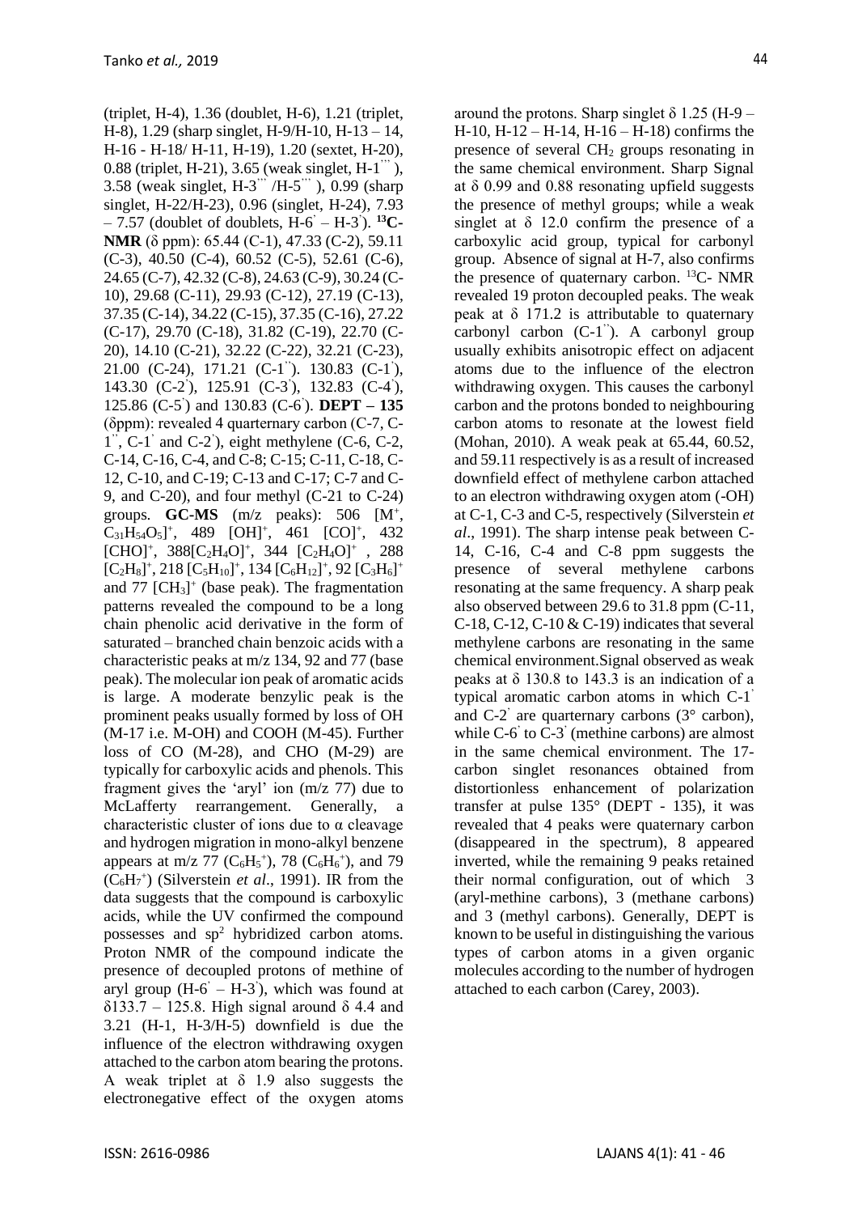(triplet, H-4), 1.36 (doublet, H-6), 1.21 (triplet, H-8), 1.29 (sharp singlet, H-9/H-10, H-13 – 14, H-16 - H-18/ H-11, H-19), 1.20 (sextet, H-20), 0.88 (triplet, H-21), 3.65 (weak singlet, H-1‴ ), 3.58 (weak singlet, H-3‴ /H-5‴ ), 0.99 (sharp singlet, H-22/H-23), 0.96 (singlet, H-24), 7.93 – 7.57 (doublet of doublets, H-6′ – H-3′). **$^{13}$C-NMR** (δ ppm): 65.44 (C-1), 47.33 (C-2), 59.11 (C-3), 40.50 (C-4), 60.52 (C-5), 52.61 (C-6), 24.65 (C-7), 42.32 (C-8), 24.63 (C-9), 30.24 (C-10), 29.68 (C-11), 29.93 (C-12), 27.19 (C-13), 37.35 (C-14), 34.22 (C-15), 37.35 (C-16), 27.22 (C-17), 29.70 (C-18), 31.82 (C-19), 22.70 (C-20), 14.10 (C-21), 32.22 (C-22), 32.21 (C-23), 21.00 (C-24), 171.21 (C-1″). 130.83 (C-1′), 143.30 (C-2′), 125.91 (C-3′), 132.83 (C-4′), 125.86 (C-5′) and 130.83 (C-6′). **DEPT – 135** (δppm): revealed 4 quarternary carbon (C-7, C-1″, C-1′ and C-2′), eight methylene (C-6, C-2, C-14, C-16, C-4, and C-8; C-15; C-11, C-18, C-12, C-10, and C-19; C-13 and C-17; C-7 and C-9, and C-20), and four methyl (C-21 to C-24) groups. **GC-MS** (m/z peaks): 506 [M$^+$, $C_{31}H_{54}O_5$]$^+$, 489 [OH]$^+$, 461 [CO]$^+$, 432 [CHO]$^+$, 388[$C_2H_4O$]$^+$, 344 [$C_2H_4O$]$^+$ , 288 [$C_2H_8$]$^+$, 218 [$C_5H_{10}$]$^+$, 134 [$C_6H_{12}$]$^+$, 92 [$C_3H_6$]$^+$ and 77 [$CH_3$]$^+$ (base peak). The fragmentation patterns revealed the compound to be a long chain phenolic acid derivative in the form of saturated – branched chain benzoic acids with a characteristic peaks at m/z 134, 92 and 77 (base peak). The molecular ion peak of aromatic acids is large. A moderate benzylic peak is the prominent peaks usually formed by loss of OH (M-17 i.e. M-OH) and COOH (M-45). Further loss of CO (M-28), and CHO (M-29) are typically for carboxylic acids and phenols. This fragment gives the 'aryl' ion (m/z 77) due to McLafferty rearrangement. Generally, a characteristic cluster of ions due to α cleavage and hydrogen migration in mono-alkyl benzene appears at m/z 77 ($C_6H_5^+$), 78 ($C_6H_6^+$), and 79 ($C_6H_7^+$) (Silverstein *et al*., 1991). IR from the data suggests that the compound is carboxylic acids, while the UV confirmed the compound possesses and sp$^2$ hybridized carbon atoms. Proton NMR of the compound indicate the presence of decoupled protons of methine of aryl group (H-6′ – H-3′), which was found at δ133.7 – 125.8. High signal around δ 4.4 and 3.21 (H-1, H-3/H-5) downfield is due the influence of the electron withdrawing oxygen attached to the carbon atom bearing the protons. A weak triplet at δ 1.9 also suggests the electronegative effect of the oxygen atoms around the protons. Sharp singlet δ 1.25 (H-9 – H-10, H-12 – H-14, H-16 – H-18) confirms the presence of several $CH_2$ groups resonating in the same chemical environment. Sharp Signal at δ 0.99 and 0.88 resonating upfield suggests the presence of methyl groups; while a weak singlet at δ 12.0 confirm the presence of a carboxylic acid group, typical for carbonyl group. Absence of signal at H-7, also confirms the presence of quaternary carbon. $^{13}$C- NMR revealed 19 proton decoupled peaks. The weak peak at δ 171.2 is attributable to quaternary carbonyl carbon (C-1″). A carbonyl group usually exhibits anisotropic effect on adjacent atoms due to the influence of the electron withdrawing oxygen. This causes the carbonyl carbon and the protons bonded to neighbouring carbon atoms to resonate at the lowest field (Mohan, 2010). A weak peak at 65.44, 60.52, and 59.11 respectively is as a result of increased downfield effect of methylene carbon attached to an electron withdrawing oxygen atom (-OH) at C-1, C-3 and C-5, respectively (Silverstein *et al*., 1991). The sharp intense peak between C-14, C-16, C-4 and C-8 ppm suggests the presence of several methylene carbons resonating at the same frequency. A sharp peak also observed between 29.6 to 31.8 ppm (C-11, C-18, C-12, C-10 & C-19) indicates that several methylene carbons are resonating in the same chemical environment.Signal observed as weak peaks at δ 130.8 to 143.3 is an indication of a typical aromatic carbon atoms in which C-1′ and C-2′ are quarternary carbons (3° carbon), while C-6′ to C-3′ (methine carbons) are almost in the same chemical environment. The 17-carbon singlet resonances obtained from distortionless enhancement of polarization transfer at pulse 135° (DEPT - 135), it was revealed that 4 peaks were quaternary carbon (disappeared in the spectrum), 8 appeared inverted, while the remaining 9 peaks retained their normal configuration, out of which 3 (aryl-methine carbons), 3 (methane carbons) and 3 (methyl carbons). Generally, DEPT is known to be useful in distinguishing the various types of carbon atoms in a given organic molecules according to the number of hydrogen attached to each carbon (Carey, 2003).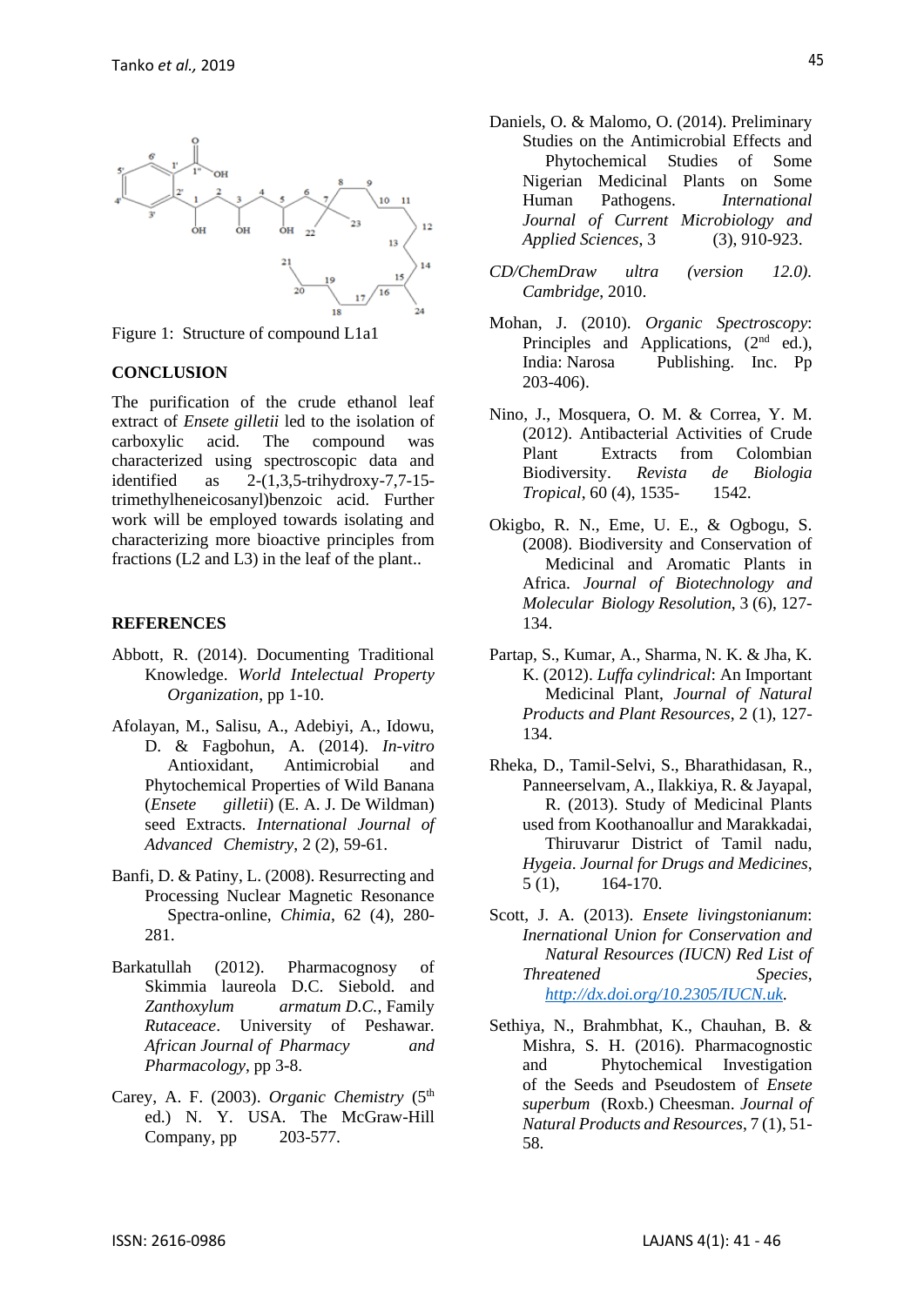Figure 1: Structure of compound L1a1

## CONCLUSION

The purification of the crude ethanol leaf extract of *Ensete gilletii* led to the isolation of carboxylic acid. The compound was characterized using spectroscopic data and identified as 2-(1,3,5-trihydroxy-7,7-15-trimethylheneicosanyl)benzoic acid. Further work will be employed towards isolating and characterizing more bioactive principles from fractions (L2 and L3) in the leaf of the plant..

## REFERENCES

Abbott, R. (2014). Documenting Traditional Knowledge. *World Intellectual Property Organization*, pp 1-10.

Afolayan, M., Salisu, A., Adebiyi, A., Idowu, D. & Fagbohun, A. (2014). *In-vitro* Antioxidant, Antimicrobial and Phytochemical Properties of Wild Banana (*Ensete gilletii*) (E. A. J. De Wildman) seed Extracts. *International Journal of Advanced Chemistry*, 2 (2), 59-61.

Banfi, D. & Patiny, L. (2008). Resurrecting and Processing Nuclear Magnetic Resonance Spectra-online, *Chimia*, 62 (4), 280-281.

Barkatullah (2012). Pharmacognosy of Skimmia laureola D.C. Siebold. and *Zanthoxylum armatum D.C.*, Family *Rutaceace*. University of Peshawar. *African Journal of Pharmacy and Pharmacology*, pp 3-8.

Carey, A. F. (2003). *Organic Chemistry* (5th ed.) N. Y. USA. The McGraw-Hill Company, pp 203-577.

Daniels, O. & Malomo, O. (2014). Preliminary Studies on the Antimicrobial Effects and Phytochemical Studies of Some Nigerian Medicinal Plants on Some Human Pathogens. *International Journal of Current Microbiology and Applied Sciences*, 3 (3), 910-923.

*CD/ChemDraw ultra (version 12.0). Cambridge*, 2010.

Mohan, J. (2010). *Organic Spectroscopy*: Principles and Applications, (2nd ed.), India: Narosa Publishing. Inc. Pp 203-406).

Nino, J., Mosquera, O. M. & Correa, Y. M. (2012). Antibacterial Activities of Crude Plant Extracts from Colombian Biodiversity. *Revista de Biologia Tropical*, 60 (4), 1535- 1542.

Okigbo, R. N., Eme, U. E., & Ogbogu, S. (2008). Biodiversity and Conservation of Medicinal and Aromatic Plants in Africa. *Journal of Biotechnology and Molecular Biology Resolution*, 3 (6), 127-134.

Partap, S., Kumar, A., Sharma, N. K. & Jha, K. K. (2012). *Luffa cylindrical*: An Important Medicinal Plant, *Journal of Natural Products and Plant Resources*, 2 (1), 127-134.

Rheka, D., Tamil-Selvi, S., Bharathidasan, R., Panneerselvam, A., Ilakkiya, R. & Jayapal, R. (2013). Study of Medicinal Plants used from Koothanoallur and Marakkadai, Thiruvarur District of Tamil nadu, *Hygeia*. *Journal for Drugs and Medicines*, 5 (1), 164-170.

Scott, J. A. (2013). *Ensete livingstonianum*: *International Union for Conservation and Natural Resources (IUCN) Red List of Threatened Species*, http://dx.doi.org/10.2305/IUCN.uk.

Sethiya, N., Brahmbhat, K., Chauhan, B. & Mishra, S. H. (2016). Pharmacognostic and Phytochemical Investigation of the Seeds and Pseudostem of *Ensete superbum* (Roxb.) Cheesman. *Journal of Natural Products and Resources*, 7 (1), 51-58.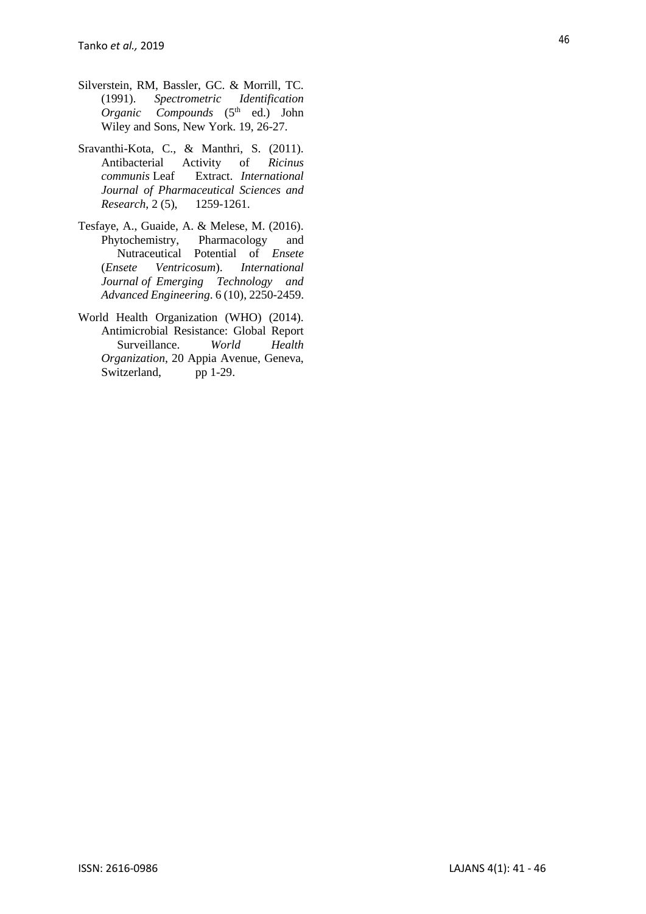Silverstein, RM, Bassler, GC. & Morrill, TC. (1991). *Spectrometric Identification Organic Compounds* (5th ed.) John Wiley and Sons, New York. 19, 26-27.

Sravanthi-Kota, C., & Manthri, S. (2011). Antibacterial Activity of *Ricinus communis* Leaf Extract. *International Journal of Pharmaceutical Sciences and Research*, 2 (5), 1259-1261.

Tesfaye, A., Guaide, A. & Melese, M. (2016). Phytochemistry, Pharmacology and Nutraceutical Potential of *Ensete* (*Ensete Ventricosum*). *International Journal of Emerging Technology and Advanced Engineering*. 6 (10), 2250-2459.

World Health Organization (WHO) (2014). Antimicrobial Resistance: Global Report Surveillance. *World Health Organization*, 20 Appia Avenue, Geneva, Switzerland, pp 1-29.